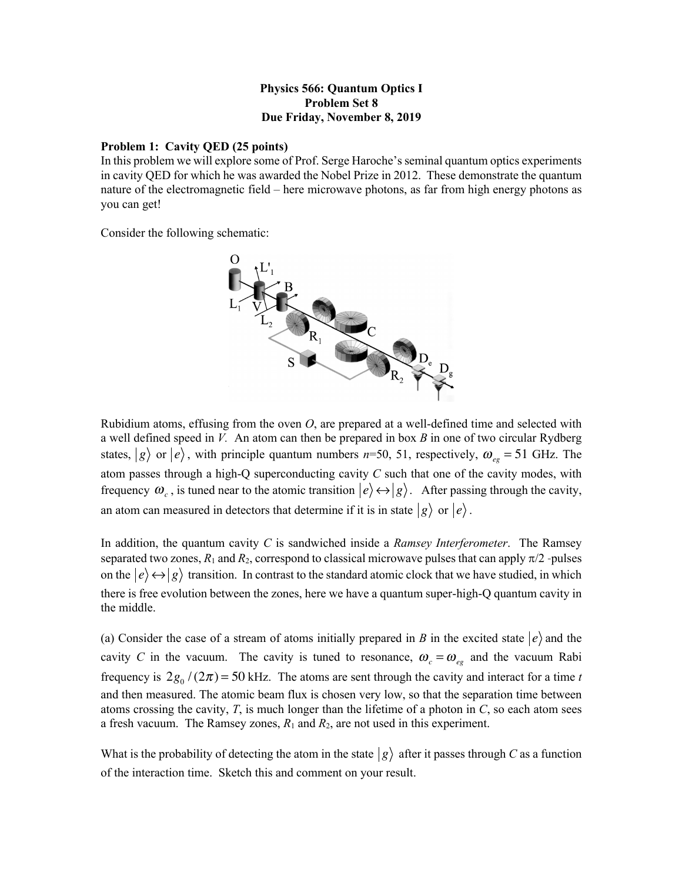**Physics 566: Quantum Optics I**
**Problem Set 8**
**Due Friday, November 8, 2019**

**Problem 1: Cavity QED (25 points)**
In this problem we will explore some of Prof. Serge Haroche's seminal quantum optics experiments in cavity QED for which he was awarded the Nobel Prize in 2012. These demonstrate the quantum nature of the electromagnetic field – here microwave photons, as far from high energy photons as you can get!

Consider the following schematic:

Rubidium atoms, effusing from the oven *O*, are prepared at a well-defined time and selected with a well defined speed in *V*. An atom can then be prepared in box *B* in one of two circular Rydberg states, $|g\rangle$ or $|e\rangle$, with principle quantum numbers *n*=50, 51, respectively, $\omega_{eg} = 51$ GHz. The atom passes through a high-Q superconducting cavity *C* such that one of the cavity modes, with frequency $\omega_c$, is tuned near to the atomic transition $|e\rangle \leftrightarrow |g\rangle$. After passing through the cavity, an atom can measured in detectors that determine if it is in state $|g\rangle$ or $|e\rangle$.

In addition, the quantum cavity *C* is sandwiched inside a *Ramsey Interferometer*. The Ramsey separated two zones, $R_1$ and $R_2$, correspond to classical microwave pulses that can apply $\pi/2$ -pulses on the $|e\rangle \leftrightarrow |g\rangle$ transition. In contrast to the standard atomic clock that we have studied, in which there is free evolution between the zones, here we have a quantum super-high-Q quantum cavity in the middle.

(a) Consider the case of a stream of atoms initially prepared in *B* in the excited state $|e\rangle$ and the cavity *C* in the vacuum. The cavity is tuned to resonance, $\omega_c = \omega_{eg}$ and the vacuum Rabi frequency is $2g_0/(2\pi) = 50$ kHz. The atoms are sent through the cavity and interact for a time *t* and then measured. The atomic beam flux is chosen very low, so that the separation time between atoms crossing the cavity, *T*, is much longer than the lifetime of a photon in *C*, so each atom sees a fresh vacuum. The Ramsey zones, $R_1$ and $R_2$, are not used in this experiment.

What is the probability of detecting the atom in the state $|g\rangle$ after it passes through *C* as a function of the interaction time. Sketch this and comment on your result.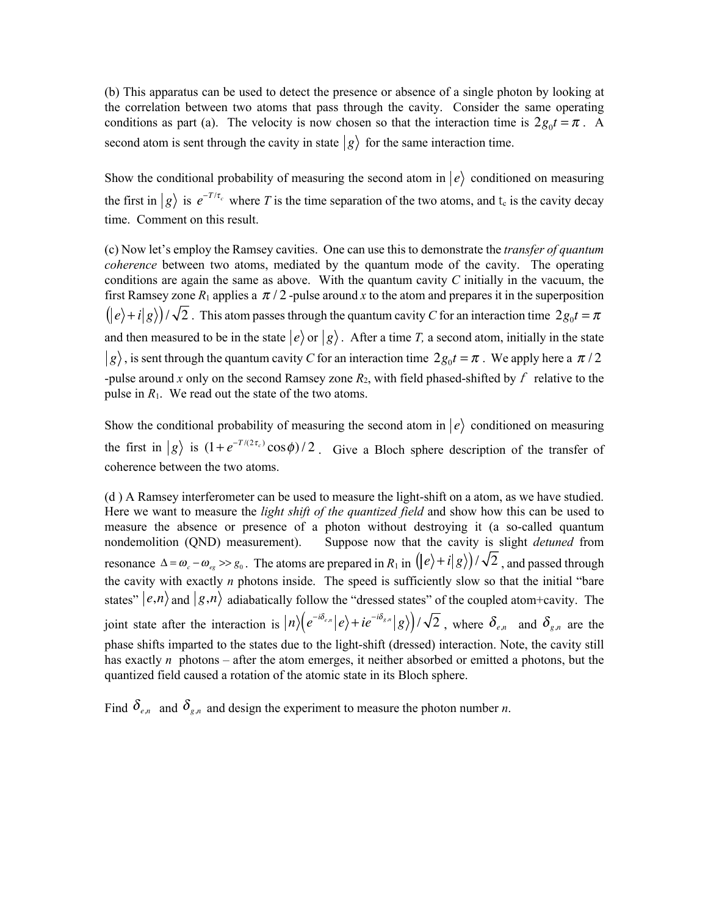(b) This apparatus can be used to detect the presence or absence of a single photon by looking at the correlation between two atoms that pass through the cavity. Consider the same operating conditions as part (a). The velocity is now chosen so that the interaction time is $2g_0 t = \pi$. A second atom is sent through the cavity in state $|g\rangle$ for the same interaction time.

Show the conditional probability of measuring the second atom in $|e\rangle$ conditioned on measuring the first in $|g\rangle$ is $e^{-T/\tau_c}$ where $T$ is the time separation of the two atoms, and $t_c$ is the cavity decay time. Comment on this result.

(c) Now let's employ the Ramsey cavities. One can use this to demonstrate the *transfer of quantum coherence* between two atoms, mediated by the quantum mode of the cavity. The operating conditions are again the same as above. With the quantum cavity $C$ initially in the vacuum, the first Ramsey zone $R_1$ applies a $\pi/2$-pulse around $x$ to the atom and prepares it in the superposition $\left(|e\rangle + i|g\rangle\right)/\sqrt{2}$. This atom passes through the quantum cavity $C$ for an interaction time $2g_0 t = \pi$ and then measured to be in the state $|e\rangle$ or $|g\rangle$. After a time $T$, a second atom, initially in the state $|g\rangle$, is sent through the quantum cavity $C$ for an interaction time $2g_0 t = \pi$. We apply here a $\pi/2$-pulse around $x$ only on the second Ramsey zone $R_2$, with field phased-shifted by $f$ relative to the pulse in $R_1$. We read out the state of the two atoms.

Show the conditional probability of measuring the second atom in $|e\rangle$ conditioned on measuring the first in $|g\rangle$ is $(1 + e^{-T/(2\tau_c)} \cos\phi)/2$. Give a Bloch sphere description of the transfer of coherence between the two atoms.

(d) A Ramsey interferometer can be used to measure the light-shift on a atom, as we have studied. Here we want to measure the *light shift of the quantized field* and show how this can be used to measure the absence or presence of a photon without destroying it (a so-called quantum nondemolition (QND) measurement). Suppose now that the cavity is slight *detuned* from resonance $\Delta = \omega_c - \omega_{eg} \gg g_0$. The atoms are prepared in $R_1$ in $\left(|e\rangle + i|g\rangle\right)/\sqrt{2}$, and passed through the cavity with exactly $n$ photons inside. The speed is sufficiently slow so that the initial "bare states" $|e,n\rangle$ and $|g,n\rangle$ adiabatically follow the "dressed states" of the coupled atom+cavity. The joint state after the interaction is $|n\rangle\left(e^{-i\delta_{e,n}}|e\rangle + ie^{-i\delta_{g,n}}|g\rangle\right)/\sqrt{2}$, where $\delta_{e,n}$ and $\delta_{g,n}$ are the phase shifts imparted to the states due to the light-shift (dressed) interaction. Note, the cavity still has exactly $n$ photons – after the atom emerges, it neither absorbed or emitted a photons, but the quantized field caused a rotation of the atomic state in its Bloch sphere.

Find $\delta_{e,n}$ and $\delta_{g,n}$ and design the experiment to measure the photon number $n$.